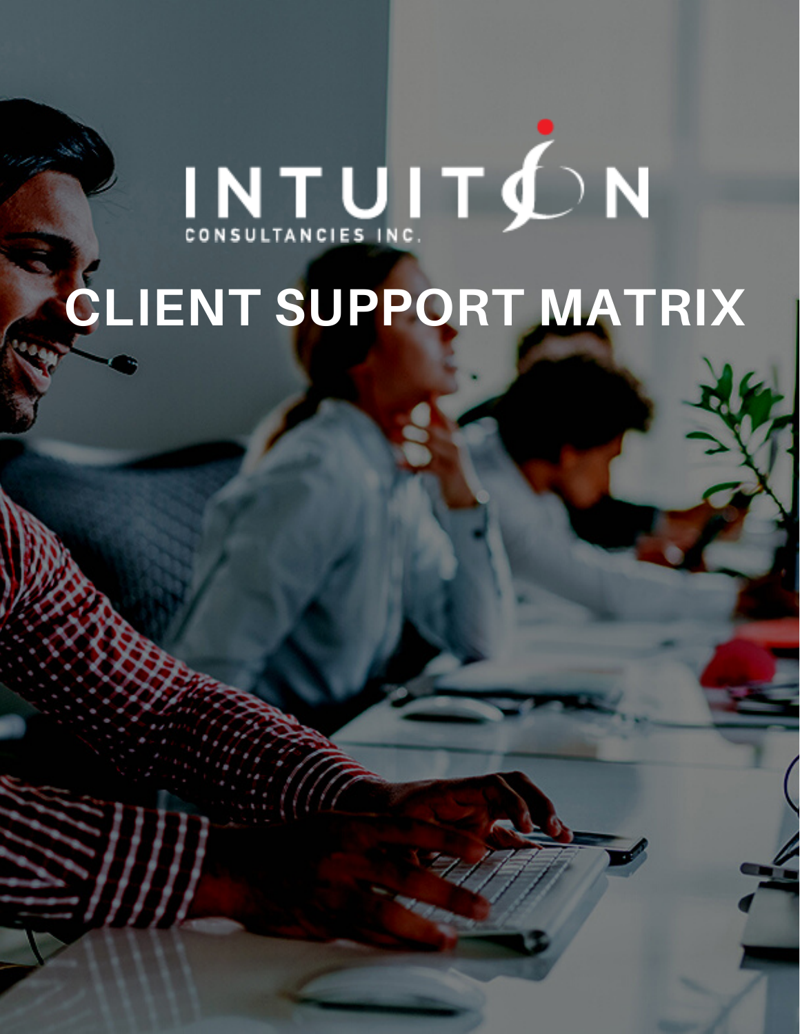INTUITION

CONSULTANCIES INC.

# CLIENT SUPPORT MATRIX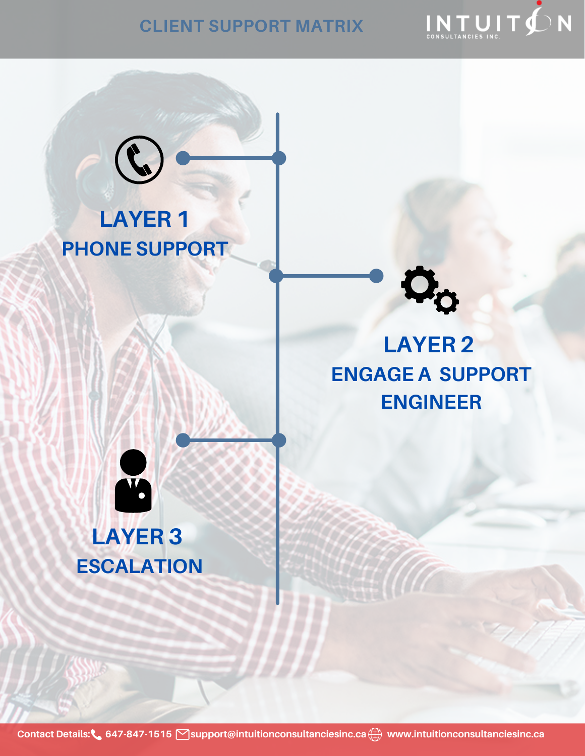# CLIENT SUPPORT MATRIX

INTUITION CONSULTANCIES INC.

## LAYER 1
PHONE SUPPORT

## LAYER 2
ENGAGE A SUPPORT ENGINEER

## LAYER 3
ESCALATION

Contact Details: 647-847-1515 support@intuitionconsultanciesinc.ca www.intuitionconsultanciesinc.ca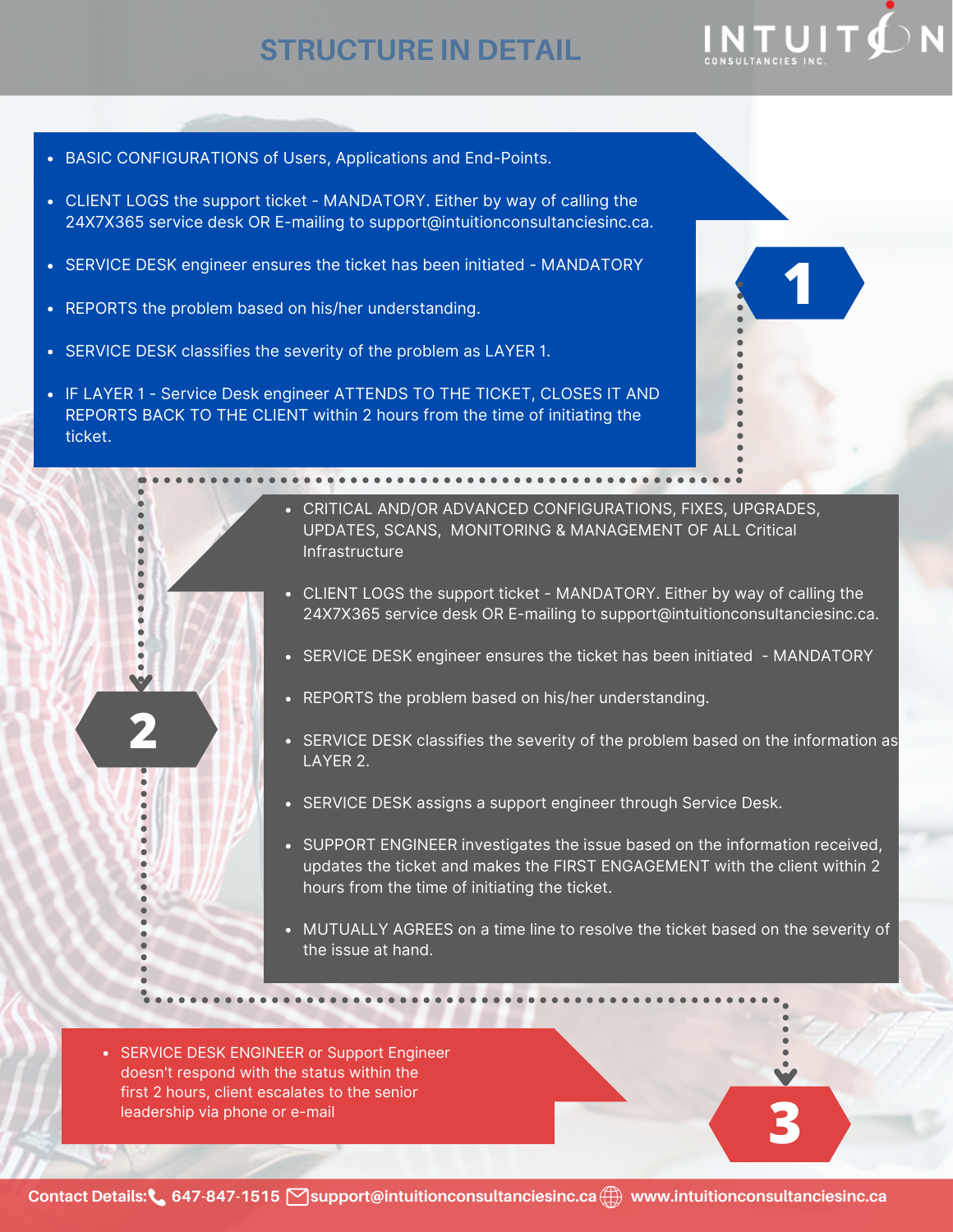# STRUCTURE IN DETAIL

INTUITION CONSULTANCIES INC.

## 1

- BASIC CONFIGURATIONS of Users, Applications and End-Points.
- CLIENT LOGS the support ticket - MANDATORY. Either by way of calling the 24X7X365 service desk OR E-mailing to support@intuitionconsultanciesinc.ca.
- SERVICE DESK engineer ensures the ticket has been initiated - MANDATORY
- REPORTS the problem based on his/her understanding.
- SERVICE DESK classifies the severity of the problem as LAYER 1.
- IF LAYER 1 - Service Desk engineer ATTENDS TO THE TICKET, CLOSES IT AND REPORTS BACK TO THE CLIENT within 2 hours from the time of initiating the ticket.

## 2

- CRITICAL AND/OR ADVANCED CONFIGURATIONS, FIXES, UPGRADES, UPDATES, SCANS, MONITORING & MANAGEMENT OF ALL Critical Infrastructure
- CLIENT LOGS the support ticket - MANDATORY. Either by way of calling the 24X7X365 service desk OR E-mailing to support@intuitionconsultanciesinc.ca.
- SERVICE DESK engineer ensures the ticket has been initiated - MANDATORY
- REPORTS the problem based on his/her understanding.
- SERVICE DESK classifies the severity of the problem based on the information as LAYER 2.
- SERVICE DESK assigns a support engineer through Service Desk.
- SUPPORT ENGINEER investigates the issue based on the information received, updates the ticket and makes the FIRST ENGAGEMENT with the client within 2 hours from the time of initiating the ticket.
- MUTUALLY AGREES on a time line to resolve the ticket based on the severity of the issue at hand.

## 3

- SERVICE DESK ENGINEER or Support Engineer doesn't respond with the status within the first 2 hours, client escalates to the senior leadership via phone or e-mail

**Contact Details:** 647-847-1515 support@intuitionconsultanciesinc.ca www.intuitionconsultanciesinc.ca